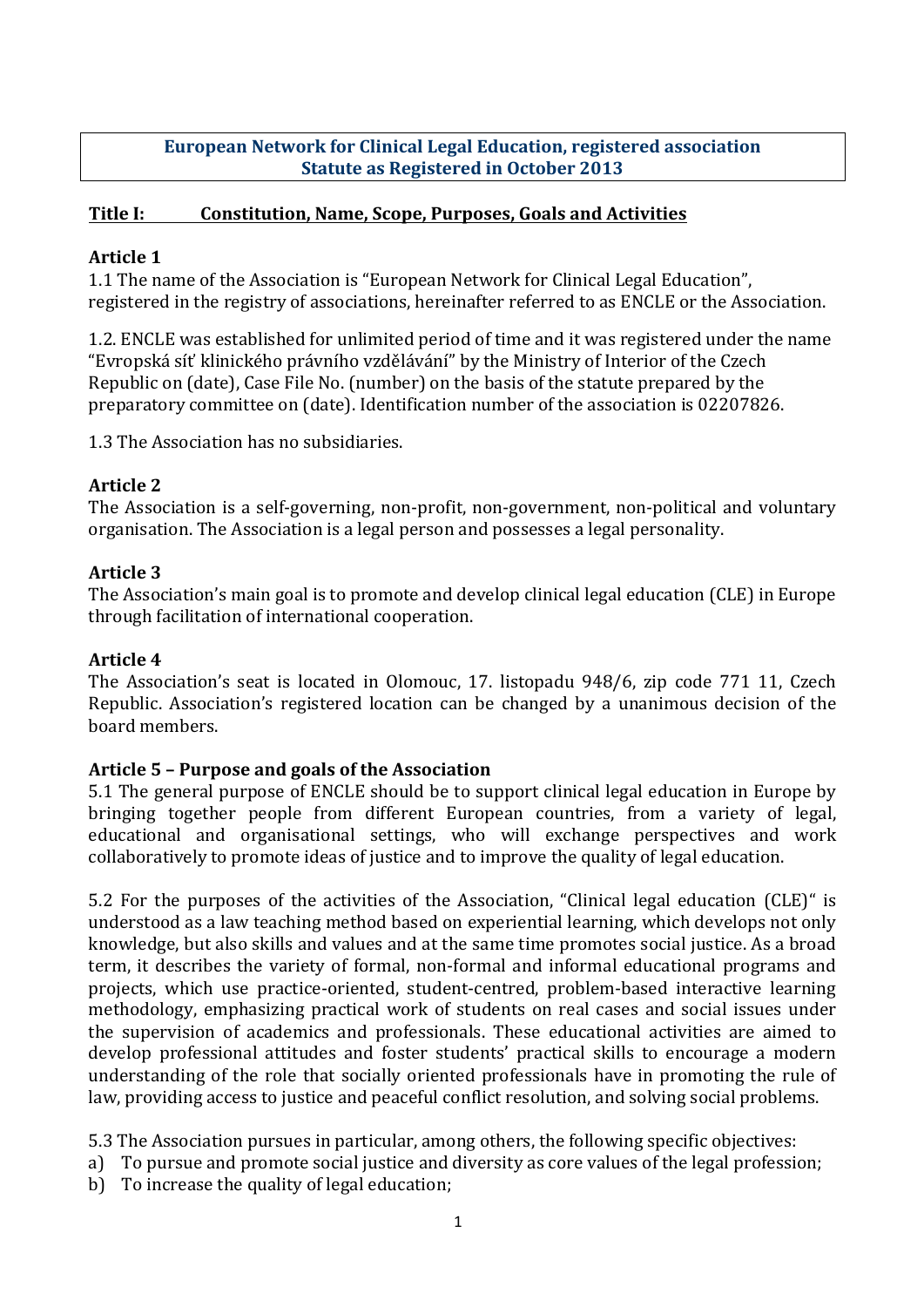**European Network for Clinical Legal Education, registered association**
**Statute as Registered in October 2013**

## Title I: Constitution, Name, Scope, Purposes, Goals and Activities

### Article 1

1.1 The name of the Association is "European Network for Clinical Legal Education", registered in the registry of associations, hereinafter referred to as ENCLE or the Association.

1.2. ENCLE was established for unlimited period of time and it was registered under the name "Evropská síť klinického právního vzdělávání" by the Ministry of Interior of the Czech Republic on (date), Case File No. (number) on the basis of the statute prepared by the preparatory committee on (date). Identification number of the association is 02207826.

1.3 The Association has no subsidiaries.

### Article 2

The Association is a self-governing, non-profit, non-government, non-political and voluntary organisation. The Association is a legal person and possesses a legal personality.

### Article 3

The Association's main goal is to promote and develop clinical legal education (CLE) in Europe through facilitation of international cooperation.

### Article 4

The Association's seat is located in Olomouc, 17. listopadu 948/6, zip code 771 11, Czech Republic. Association's registered location can be changed by a unanimous decision of the board members.

### Article 5 – Purpose and goals of the Association

5.1 The general purpose of ENCLE should be to support clinical legal education in Europe by bringing together people from different European countries, from a variety of legal, educational and organisational settings, who will exchange perspectives and work collaboratively to promote ideas of justice and to improve the quality of legal education.

5.2 For the purposes of the activities of the Association, "Clinical legal education (CLE)" is understood as a law teaching method based on experiential learning, which develops not only knowledge, but also skills and values and at the same time promotes social justice. As a broad term, it describes the variety of formal, non-formal and informal educational programs and projects, which use practice-oriented, student-centred, problem-based interactive learning methodology, emphasizing practical work of students on real cases and social issues under the supervision of academics and professionals. These educational activities are aimed to develop professional attitudes and foster students' practical skills to encourage a modern understanding of the role that socially oriented professionals have in promoting the rule of law, providing access to justice and peaceful conflict resolution, and solving social problems.

5.3 The Association pursues in particular, among others, the following specific objectives:

a) To pursue and promote social justice and diversity as core values of the legal profession;
b) To increase the quality of legal education;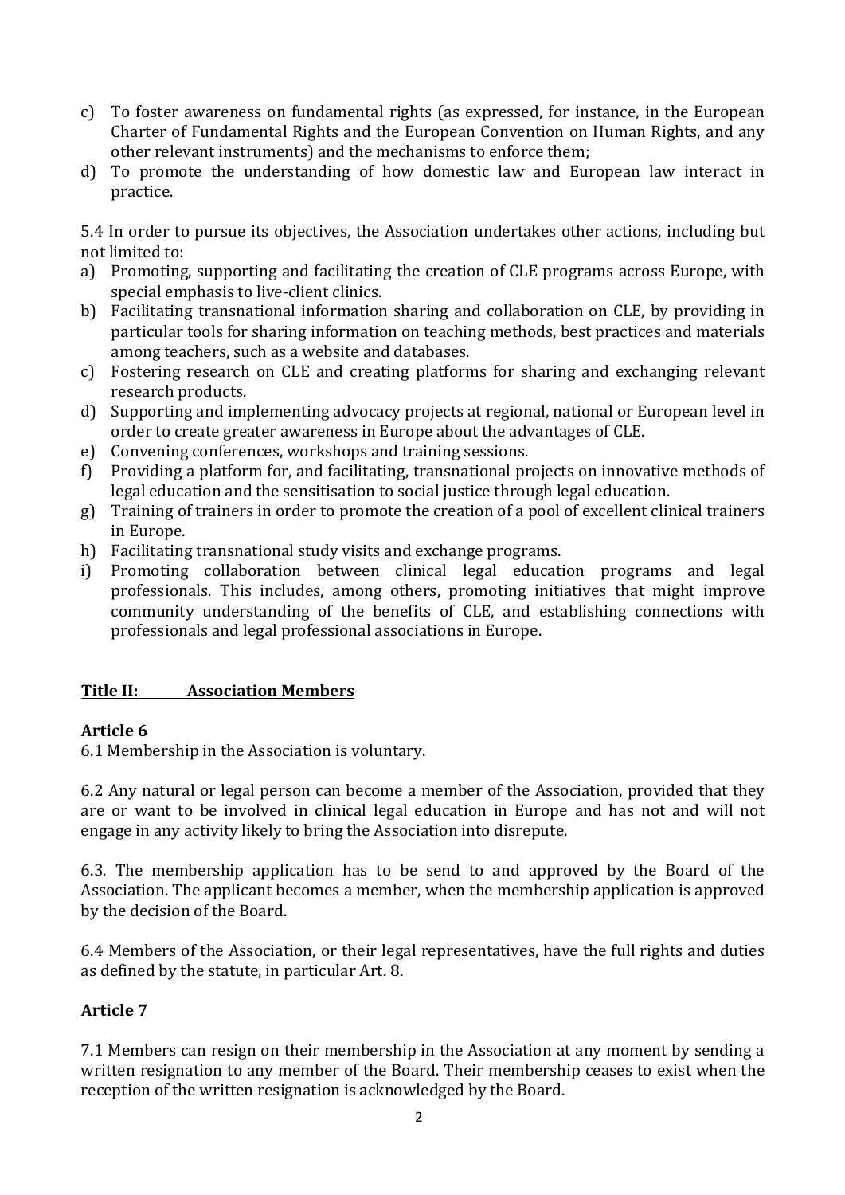c) To foster awareness on fundamental rights (as expressed, for instance, in the European Charter of Fundamental Rights and the European Convention on Human Rights, and any other relevant instruments) and the mechanisms to enforce them;
d) To promote the understanding of how domestic law and European law interact in practice.

5.4 In order to pursue its objectives, the Association undertakes other actions, including but not limited to:

a) Promoting, supporting and facilitating the creation of CLE programs across Europe, with special emphasis to live-client clinics.
b) Facilitating transnational information sharing and collaboration on CLE, by providing in particular tools for sharing information on teaching methods, best practices and materials among teachers, such as a website and databases.
c) Fostering research on CLE and creating platforms for sharing and exchanging relevant research products.
d) Supporting and implementing advocacy projects at regional, national or European level in order to create greater awareness in Europe about the advantages of CLE.
e) Convening conferences, workshops and training sessions.
f) Providing a platform for, and facilitating, transnational projects on innovative methods of legal education and the sensitisation to social justice through legal education.
g) Training of trainers in order to promote the creation of a pool of excellent clinical trainers in Europe.
h) Facilitating transnational study visits and exchange programs.
i) Promoting collaboration between clinical legal education programs and legal professionals. This includes, among others, promoting initiatives that might improve community understanding of the benefits of CLE, and establishing connections with professionals and legal professional associations in Europe.

## Title II: Association Members

### Article 6

6.1 Membership in the Association is voluntary.

6.2 Any natural or legal person can become a member of the Association, provided that they are or want to be involved in clinical legal education in Europe and has not and will not engage in any activity likely to bring the Association into disrepute.

6.3. The membership application has to be send to and approved by the Board of the Association. The applicant becomes a member, when the membership application is approved by the decision of the Board.

6.4 Members of the Association, or their legal representatives, have the full rights and duties as defined by the statute, in particular Art. 8.

### Article 7

7.1 Members can resign on their membership in the Association at any moment by sending a written resignation to any member of the Board. Their membership ceases to exist when the reception of the written resignation is acknowledged by the Board.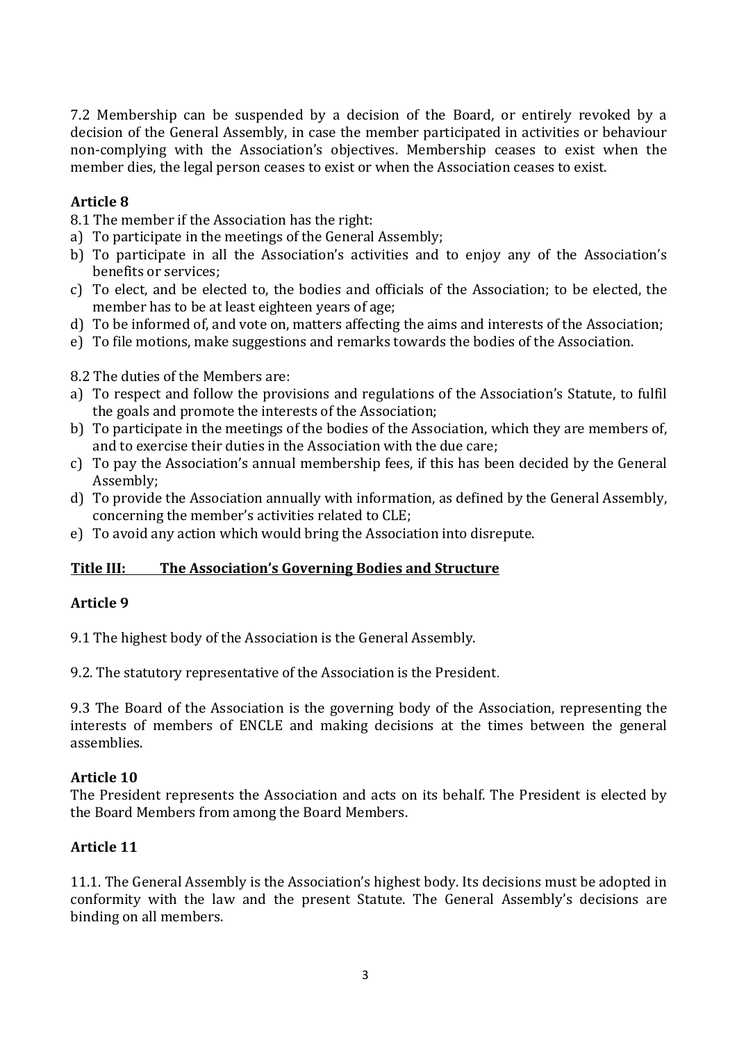7.2 Membership can be suspended by a decision of the Board, or entirely revoked by a decision of the General Assembly, in case the member participated in activities or behaviour non-complying with the Association's objectives. Membership ceases to exist when the member dies, the legal person ceases to exist or when the Association ceases to exist.

**Article 8**

8.1 The member if the Association has the right:

a) To participate in the meetings of the General Assembly;
b) To participate in all the Association's activities and to enjoy any of the Association's benefits or services;
c) To elect, and be elected to, the bodies and officials of the Association; to be elected, the member has to be at least eighteen years of age;
d) To be informed of, and vote on, matters affecting the aims and interests of the Association;
e) To file motions, make suggestions and remarks towards the bodies of the Association.

8.2 The duties of the Members are:

a) To respect and follow the provisions and regulations of the Association's Statute, to fulfil the goals and promote the interests of the Association;
b) To participate in the meetings of the bodies of the Association, which they are members of, and to exercise their duties in the Association with the due care;
c) To pay the Association's annual membership fees, if this has been decided by the General Assembly;
d) To provide the Association annually with information, as defined by the General Assembly, concerning the member's activities related to CLE;
e) To avoid any action which would bring the Association into disrepute.

## Title III: The Association's Governing Bodies and Structure

**Article 9**

9.1 The highest body of the Association is the General Assembly.

9.2. The statutory representative of the Association is the President.

9.3 The Board of the Association is the governing body of the Association, representing the interests of members of ENCLE and making decisions at the times between the general assemblies.

**Article 10**

The President represents the Association and acts on its behalf. The President is elected by the Board Members from among the Board Members.

**Article 11**

11.1. The General Assembly is the Association's highest body. Its decisions must be adopted in conformity with the law and the present Statute. The General Assembly's decisions are binding on all members.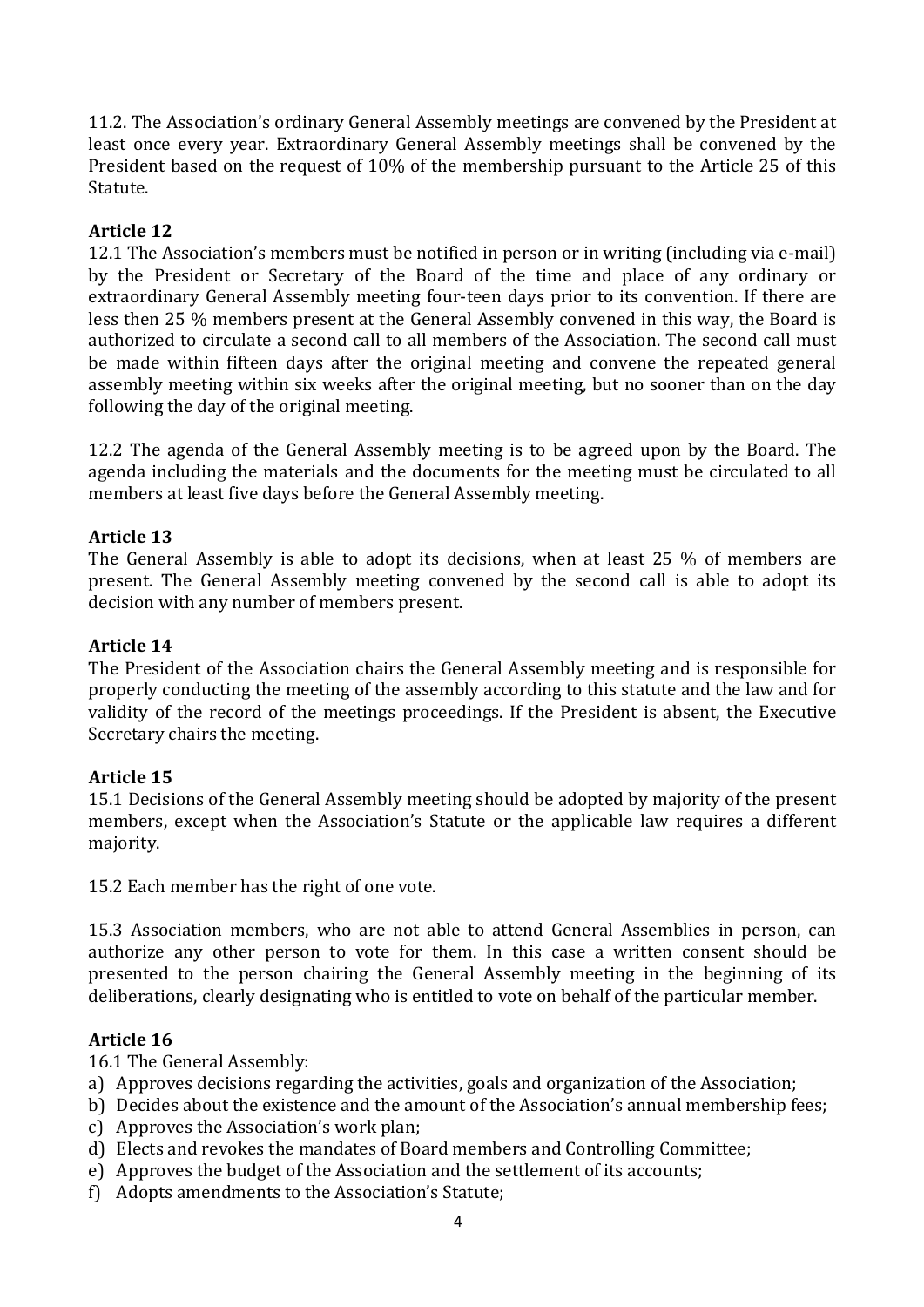11.2. The Association's ordinary General Assembly meetings are convened by the President at least once every year. Extraordinary General Assembly meetings shall be convened by the President based on the request of 10% of the membership pursuant to the Article 25 of this Statute.

**Article 12**

12.1 The Association's members must be notified in person or in writing (including via e-mail) by the President or Secretary of the Board of the time and place of any ordinary or extraordinary General Assembly meeting four-teen days prior to its convention. If there are less then 25 % members present at the General Assembly convened in this way, the Board is authorized to circulate a second call to all members of the Association. The second call must be made within fifteen days after the original meeting and convene the repeated general assembly meeting within six weeks after the original meeting, but no sooner than on the day following the day of the original meeting.

12.2 The agenda of the General Assembly meeting is to be agreed upon by the Board. The agenda including the materials and the documents for the meeting must be circulated to all members at least five days before the General Assembly meeting.

**Article 13**

The General Assembly is able to adopt its decisions, when at least 25 % of members are present. The General Assembly meeting convened by the second call is able to adopt its decision with any number of members present.

**Article 14**

The President of the Association chairs the General Assembly meeting and is responsible for properly conducting the meeting of the assembly according to this statute and the law and for validity of the record of the meetings proceedings. If the President is absent, the Executive Secretary chairs the meeting.

**Article 15**

15.1 Decisions of the General Assembly meeting should be adopted by majority of the present members, except when the Association's Statute or the applicable law requires a different majority.

15.2 Each member has the right of one vote.

15.3 Association members, who are not able to attend General Assemblies in person, can authorize any other person to vote for them. In this case a written consent should be presented to the person chairing the General Assembly meeting in the beginning of its deliberations, clearly designating who is entitled to vote on behalf of the particular member.

**Article 16**

16.1 The General Assembly:

a) Approves decisions regarding the activities, goals and organization of the Association;
b) Decides about the existence and the amount of the Association's annual membership fees;
c) Approves the Association's work plan;
d) Elects and revokes the mandates of Board members and Controlling Committee;
e) Approves the budget of the Association and the settlement of its accounts;
f) Adopts amendments to the Association's Statute;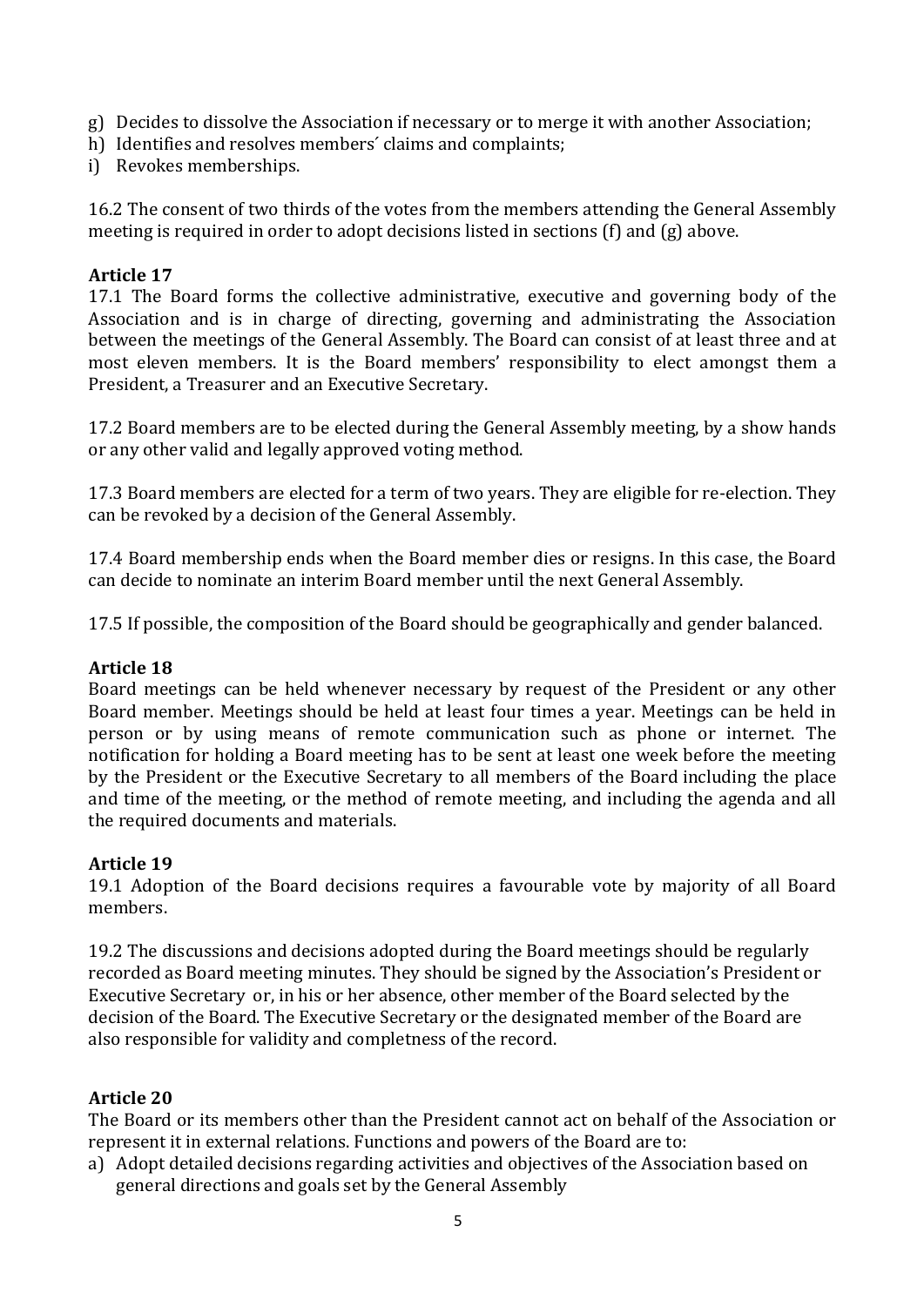g) Decides to dissolve the Association if necessary or to merge it with another Association;
h) Identifies and resolves members´ claims and complaints;
i) Revokes memberships.

16.2 The consent of two thirds of the votes from the members attending the General Assembly meeting is required in order to adopt decisions listed in sections (f) and (g) above.

**Article 17**

17.1 The Board forms the collective administrative, executive and governing body of the Association and is in charge of directing, governing and administrating the Association between the meetings of the General Assembly. The Board can consist of at least three and at most eleven members. It is the Board members' responsibility to elect amongst them a President, a Treasurer and an Executive Secretary.

17.2 Board members are to be elected during the General Assembly meeting, by a show hands or any other valid and legally approved voting method.

17.3 Board members are elected for a term of two years. They are eligible for re-election. They can be revoked by a decision of the General Assembly.

17.4 Board membership ends when the Board member dies or resigns. In this case, the Board can decide to nominate an interim Board member until the next General Assembly.

17.5 If possible, the composition of the Board should be geographically and gender balanced.

**Article 18**

Board meetings can be held whenever necessary by request of the President or any other Board member. Meetings should be held at least four times a year. Meetings can be held in person or by using means of remote communication such as phone or internet. The notification for holding a Board meeting has to be sent at least one week before the meeting by the President or the Executive Secretary to all members of the Board including the place and time of the meeting, or the method of remote meeting, and including the agenda and all the required documents and materials.

**Article 19**

19.1 Adoption of the Board decisions requires a favourable vote by majority of all Board members.

19.2 The discussions and decisions adopted during the Board meetings should be regularly recorded as Board meeting minutes. They should be signed by the Association's President or Executive Secretary or, in his or her absence, other member of the Board selected by the decision of the Board. The Executive Secretary or the designated member of the Board are also responsible for validity and completness of the record.

**Article 20**

The Board or its members other than the President cannot act on behalf of the Association or represent it in external relations. Functions and powers of the Board are to:

a) Adopt detailed decisions regarding activities and objectives of the Association based on general directions and goals set by the General Assembly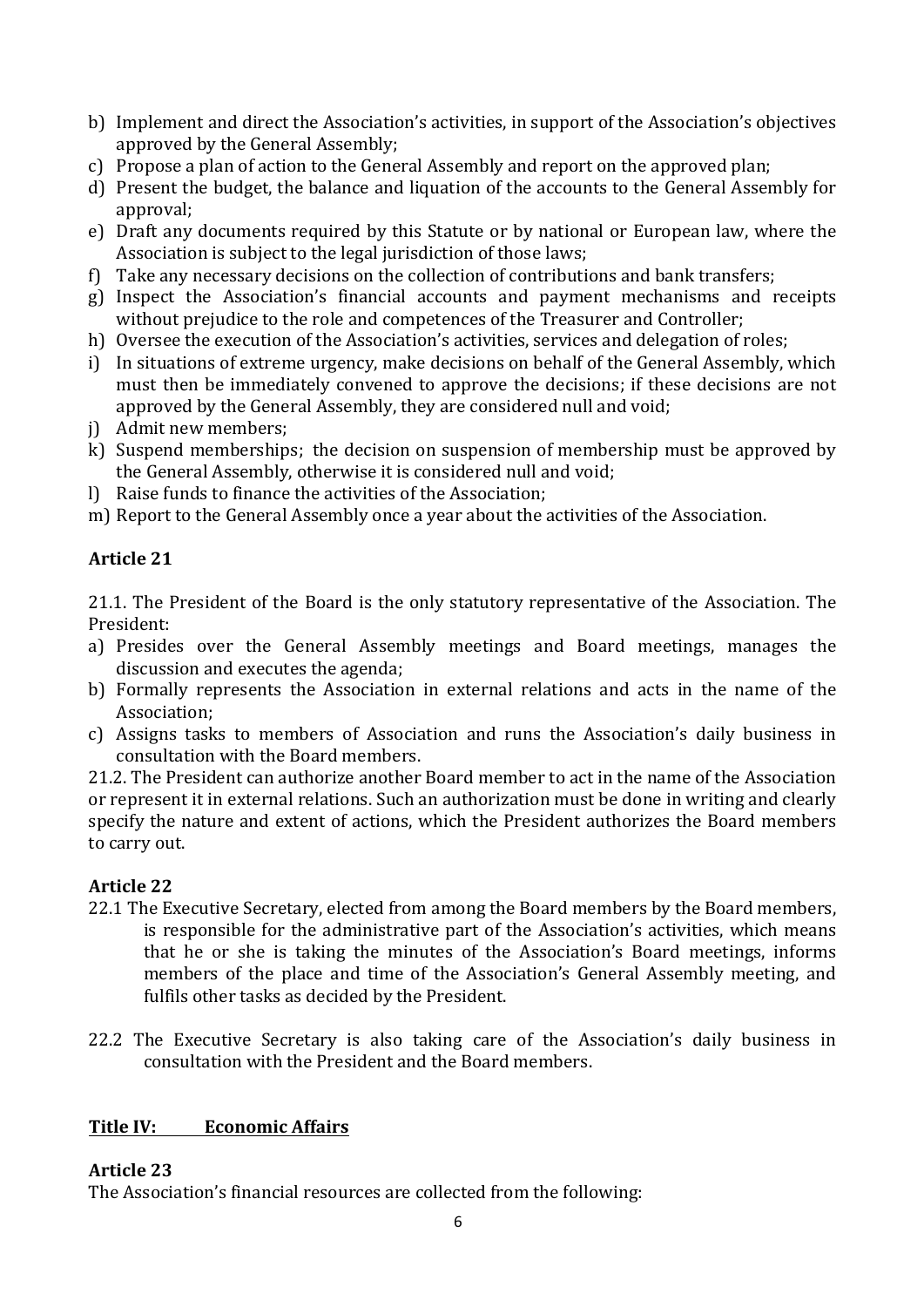b) Implement and direct the Association's activities, in support of the Association's objectives approved by the General Assembly;
c) Propose a plan of action to the General Assembly and report on the approved plan;
d) Present the budget, the balance and liquation of the accounts to the General Assembly for approval;
e) Draft any documents required by this Statute or by national or European law, where the Association is subject to the legal jurisdiction of those laws;
f) Take any necessary decisions on the collection of contributions and bank transfers;
g) Inspect the Association's financial accounts and payment mechanisms and receipts without prejudice to the role and competences of the Treasurer and Controller;
h) Oversee the execution of the Association's activities, services and delegation of roles;
i) In situations of extreme urgency, make decisions on behalf of the General Assembly, which must then be immediately convened to approve the decisions; if these decisions are not approved by the General Assembly, they are considered null and void;
j) Admit new members;
k) Suspend memberships; the decision on suspension of membership must be approved by the General Assembly, otherwise it is considered null and void;
l) Raise funds to finance the activities of the Association;
m) Report to the General Assembly once a year about the activities of the Association.

### Article 21

21.1. The President of the Board is the only statutory representative of the Association. The President:

a) Presides over the General Assembly meetings and Board meetings, manages the discussion and executes the agenda;
b) Formally represents the Association in external relations and acts in the name of the Association;
c) Assigns tasks to members of Association and runs the Association's daily business in consultation with the Board members.

21.2. The President can authorize another Board member to act in the name of the Association or represent it in external relations. Such an authorization must be done in writing and clearly specify the nature and extent of actions, which the President authorizes the Board members to carry out.

### Article 22

22.1 The Executive Secretary, elected from among the Board members by the Board members, is responsible for the administrative part of the Association's activities, which means that he or she is taking the minutes of the Association's Board meetings, informs members of the place and time of the Association's General Assembly meeting, and fulfils other tasks as decided by the President.

22.2 The Executive Secretary is also taking care of the Association's daily business in consultation with the President and the Board members.

## Title IV: Economic Affairs

### Article 23

The Association's financial resources are collected from the following: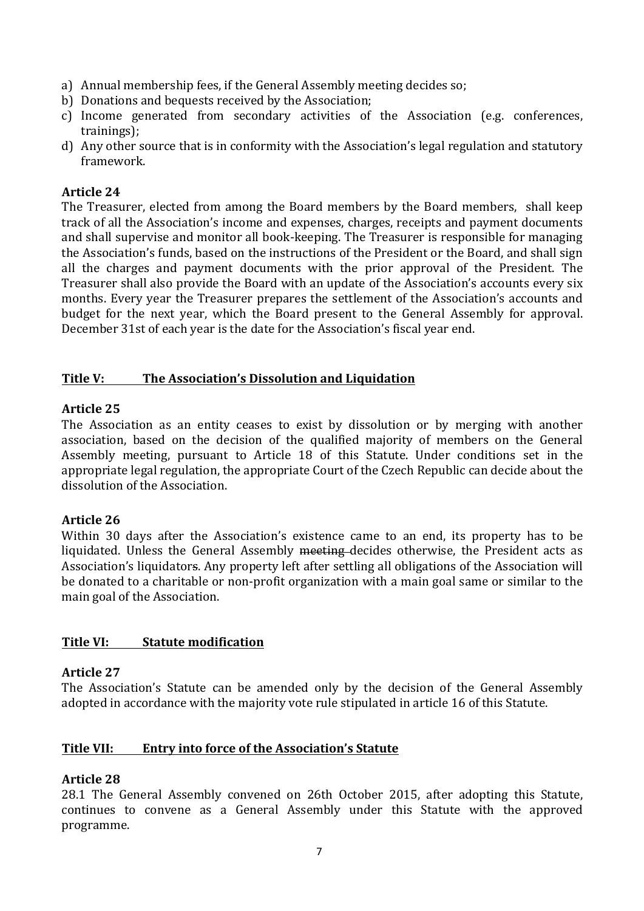a) Annual membership fees, if the General Assembly meeting decides so;
b) Donations and bequests received by the Association;
c) Income generated from secondary activities of the Association (e.g. conferences, trainings);
d) Any other source that is in conformity with the Association's legal regulation and statutory framework.

**Article 24**
The Treasurer, elected from among the Board members by the Board members, shall keep track of all the Association's income and expenses, charges, receipts and payment documents and shall supervise and monitor all book-keeping. The Treasurer is responsible for managing the Association's funds, based on the instructions of the President or the Board, and shall sign all the charges and payment documents with the prior approval of the President. The Treasurer shall also provide the Board with an update of the Association's accounts every six months. Every year the Treasurer prepares the settlement of the Association's accounts and budget for the next year, which the Board present to the General Assembly for approval. December 31st of each year is the date for the Association's fiscal year end.

## Title V: The Association's Dissolution and Liquidation

**Article 25**
The Association as an entity ceases to exist by dissolution or by merging with another association, based on the decision of the qualified majority of members on the General Assembly meeting, pursuant to Article 18 of this Statute. Under conditions set in the appropriate legal regulation, the appropriate Court of the Czech Republic can decide about the dissolution of the Association.

**Article 26**
Within 30 days after the Association's existence came to an end, its property has to be liquidated. Unless the General Assembly ~~meeting~~ decides otherwise, the President acts as Association's liquidators. Any property left after settling all obligations of the Association will be donated to a charitable or non-profit organization with a main goal same or similar to the main goal of the Association.

## Title VI: Statute modification

**Article 27**
The Association's Statute can be amended only by the decision of the General Assembly adopted in accordance with the majority vote rule stipulated in article 16 of this Statute.

## Title VII: Entry into force of the Association's Statute

**Article 28**
28.1 The General Assembly convened on 26th October 2015, after adopting this Statute, continues to convene as a General Assembly under this Statute with the approved programme.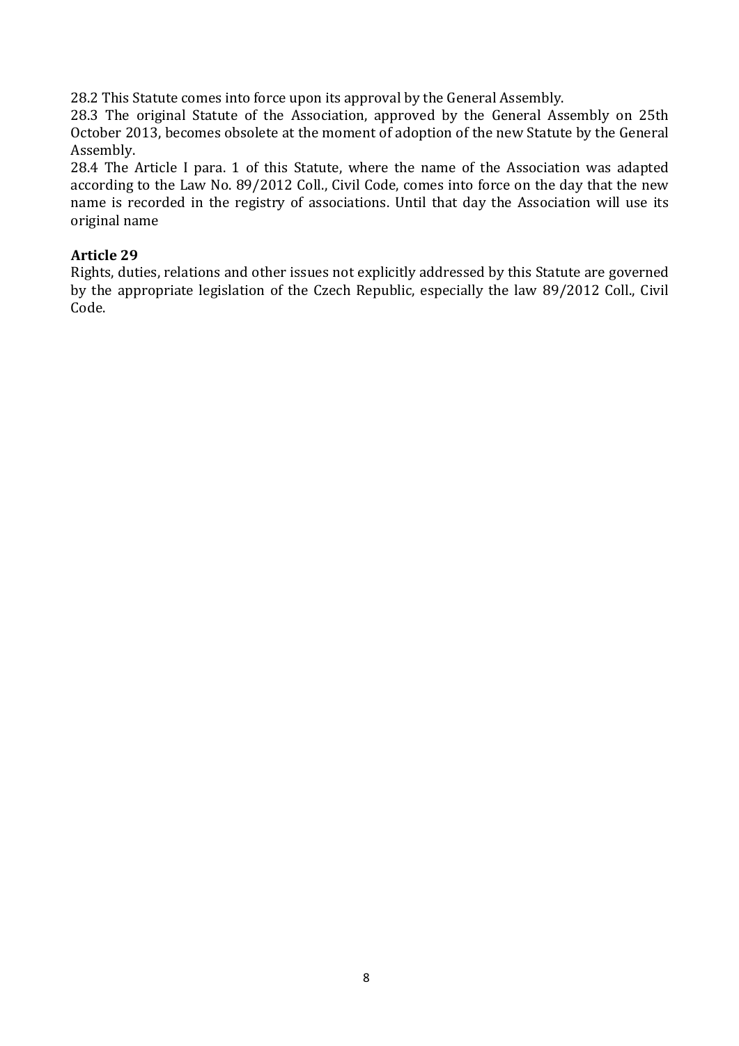28.2 This Statute comes into force upon its approval by the General Assembly.

28.3 The original Statute of the Association, approved by the General Assembly on 25th October 2013, becomes obsolete at the moment of adoption of the new Statute by the General Assembly.

28.4 The Article I para. 1 of this Statute, where the name of the Association was adapted according to the Law No. 89/2012 Coll., Civil Code, comes into force on the day that the new name is recorded in the registry of associations. Until that day the Association will use its original name

**Article 29**

Rights, duties, relations and other issues not explicitly addressed by this Statute are governed by the appropriate legislation of the Czech Republic, especially the law 89/2012 Coll., Civil Code.